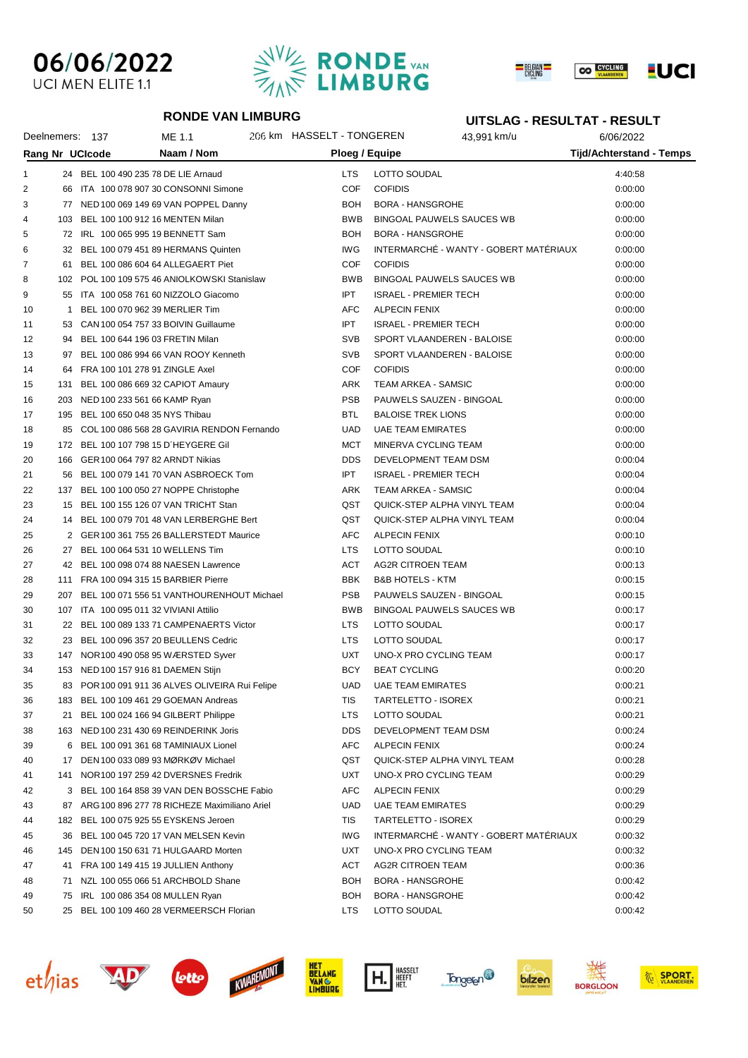06/06/2022
UCI MEN ELITE 1.1

## RONDE VAN LIMBURG

## UITSLAG - RESULTAT - RESULT

Deelnemers: 137 | ME 1.1 | 206 km | HASSELT - TONGEREN | 43,991 km/u | 6/06/2022

| Rang | Nr | UCIcode | Naam / Nom | Ploeg / Equipe | | Tijd/Achterstand - Temps |
|---|---|---|---|---|---|---|
| 1 | 24 | BEL 100 490 235 78 | DE LIE Arnaud | LTS | LOTTO SOUDAL | 4:40:58 |
| 2 | 66 | ITA 100 078 907 30 | CONSONNI Simone | COF | COFIDIS | 0:00:00 |
| 3 | 77 | NED 100 069 149 69 | VAN POPPEL Danny | BOH | BORA - HANSGROHE | 0:00:00 |
| 4 | 103 | BEL 100 100 912 16 | MENTEN Milan | BWB | BINGOAL PAUWELS SAUCES WB | 0:00:00 |
| 5 | 72 | IRL 100 065 995 19 | BENNETT Sam | BOH | BORA - HANSGROHE | 0:00:00 |
| 6 | 32 | BEL 100 079 451 89 | HERMANS Quinten | IWG | INTERMARCHÉ - WANTY - GOBERT MATÉRIAUX | 0:00:00 |
| 7 | 61 | BEL 100 086 604 64 | ALLEGAERT Piet | COF | COFIDIS | 0:00:00 |
| 8 | 102 | POL 100 109 575 46 | ANIOLKOWSKI Stanislaw | BWB | BINGOAL PAUWELS SAUCES WB | 0:00:00 |
| 9 | 55 | ITA 100 058 761 60 | NIZZOLO Giacomo | IPT | ISRAEL - PREMIER TECH | 0:00:00 |
| 10 | 1 | BEL 100 070 962 39 | MERLIER Tim | AFC | ALPECIN FENIX | 0:00:00 |
| 11 | 53 | CAN 100 054 757 33 | BOIVIN Guillaume | IPT | ISRAEL - PREMIER TECH | 0:00:00 |
| 12 | 94 | BEL 100 644 196 03 | FRETIN Milan | SVB | SPORT VLAANDEREN - BALOISE | 0:00:00 |
| 13 | 97 | BEL 100 086 994 66 | VAN ROOY Kenneth | SVB | SPORT VLAANDEREN - BALOISE | 0:00:00 |
| 14 | 64 | FRA 100 101 278 91 | ZINGLE Axel | COF | COFIDIS | 0:00:00 |
| 15 | 131 | BEL 100 086 669 32 | CAPIOT Amaury | ARK | TEAM ARKEA - SAMSIC | 0:00:00 |
| 16 | 203 | NED 100 233 561 66 | KAMP Ryan | PSB | PAUWELS SAUZEN - BINGOAL | 0:00:00 |
| 17 | 195 | BEL 100 650 048 35 | NYS Thibau | BTL | BALOISE TREK LIONS | 0:00:00 |
| 18 | 85 | COL 100 086 568 28 | GAVIRIA RENDON Fernando | UAD | UAE TEAM EMIRATES | 0:00:00 |
| 19 | 172 | BEL 100 107 798 15 | D´HEYGERE Gil | MCT | MINERVA CYCLING TEAM | 0:00:00 |
| 20 | 166 | GER 100 064 797 82 | ARNDT Nikias | DDS | DEVELOPMENT TEAM DSM | 0:00:04 |
| 21 | 56 | BEL 100 079 141 70 | VAN ASBROECK Tom | IPT | ISRAEL - PREMIER TECH | 0:00:04 |
| 22 | 137 | BEL 100 100 050 27 | NOPPE Christophe | ARK | TEAM ARKEA - SAMSIC | 0:00:04 |
| 23 | 15 | BEL 100 155 126 07 | VAN TRICHT Stan | QST | QUICK-STEP ALPHA VINYL TEAM | 0:00:04 |
| 24 | 14 | BEL 100 079 701 48 | VAN LERBERGHE Bert | QST | QUICK-STEP ALPHA VINYL TEAM | 0:00:04 |
| 25 | 2 | GER 100 361 755 26 | BALLERSTEDT Maurice | AFC | ALPECIN FENIX | 0:00:10 |
| 26 | 27 | BEL 100 064 531 10 | WELLENS Tim | LTS | LOTTO SOUDAL | 0:00:10 |
| 27 | 42 | BEL 100 098 074 88 | NAESEN Lawrence | ACT | AG2R CITROEN TEAM | 0:00:13 |
| 28 | 111 | FRA 100 094 315 15 | BARBIER Pierre | BBK | B&B HOTELS - KTM | 0:00:15 |
| 29 | 207 | BEL 100 071 556 51 | VANTHOURENHOUT Michael | PSB | PAUWELS SAUZEN - BINGOAL | 0:00:15 |
| 30 | 107 | ITA 100 095 011 32 | VIVIANI Attilio | BWB | BINGOAL PAUWELS SAUCES WB | 0:00:17 |
| 31 | 22 | BEL 100 089 133 71 | CAMPENAERTS Victor | LTS | LOTTO SOUDAL | 0:00:17 |
| 32 | 23 | BEL 100 096 357 20 | BEULLENS Cedric | LTS | LOTTO SOUDAL | 0:00:17 |
| 33 | 147 | NOR 100 490 058 95 | WÆRSTED Syver | UXT | UNO-X PRO CYCLING TEAM | 0:00:17 |
| 34 | 153 | NED 100 157 916 81 | DAEMEN Stijn | BCY | BEAT CYCLING | 0:00:20 |
| 35 | 83 | POR 100 091 911 36 | ALVES OLIVEIRA Rui Felipe | UAD | UAE TEAM EMIRATES | 0:00:21 |
| 36 | 183 | BEL 100 109 461 29 | GOEMAN Andreas | TIS | TARTELETTO - ISOREX | 0:00:21 |
| 37 | 21 | BEL 100 024 166 94 | GILBERT Philippe | LTS | LOTTO SOUDAL | 0:00:21 |
| 38 | 163 | NED 100 231 430 69 | REINDERINK Joris | DDS | DEVELOPMENT TEAM DSM | 0:00:24 |
| 39 | 6 | BEL 100 091 361 68 | TAMINIAUX Lionel | AFC | ALPECIN FENIX | 0:00:24 |
| 40 | 17 | DEN 100 033 089 93 | MØRKØV Michael | QST | QUICK-STEP ALPHA VINYL TEAM | 0:00:28 |
| 41 | 141 | NOR 100 197 259 42 | DVERSNES Fredrik | UXT | UNO-X PRO CYCLING TEAM | 0:00:29 |
| 42 | 3 | BEL 100 164 858 39 | VAN DEN BOSSCHE Fabio | AFC | ALPECIN FENIX | 0:00:29 |
| 43 | 87 | ARG 100 896 277 78 | RICHEZE Maximiliano Ariel | UAD | UAE TEAM EMIRATES | 0:00:29 |
| 44 | 182 | BEL 100 075 925 55 | EYSKENS Jeroen | TIS | TARTELETTO - ISOREX | 0:00:29 |
| 45 | 36 | BEL 100 045 720 17 | VAN MELSEN Kevin | IWG | INTERMARCHÉ - WANTY - GOBERT MATÉRIAUX | 0:00:32 |
| 46 | 145 | DEN 100 150 631 71 | HULGAARD Morten | UXT | UNO-X PRO CYCLING TEAM | 0:00:32 |
| 47 | 41 | FRA 100 149 415 19 | JULLIEN Anthony | ACT | AG2R CITROEN TEAM | 0:00:36 |
| 48 | 71 | NZL 100 055 066 51 | ARCHBOLD Shane | BOH | BORA - HANSGROHE | 0:00:42 |
| 49 | 75 | IRL 100 086 354 08 | MULLEN Ryan | BOH | BORA - HANSGROHE | 0:00:42 |
| 50 | 25 | BEL 100 109 460 28 | VERMEERSCH Florian | LTS | LOTTO SOUDAL | 0:00:42 |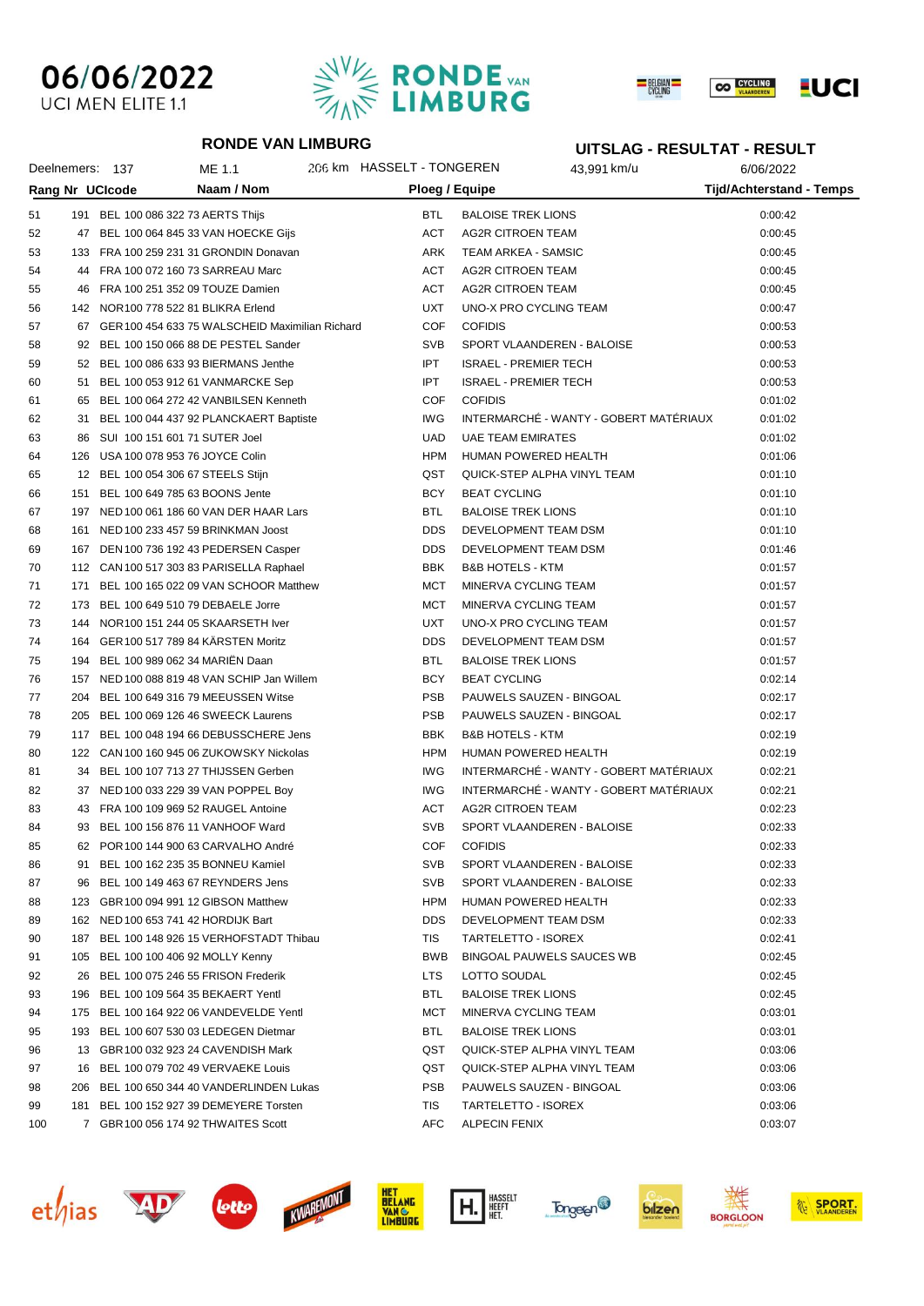06/06/2022
UCI MEN ELITE 1.1

## RONDE VAN LIMBURG

## UITSLAG - RESULTAT - RESULT

Deelnemers: 137 | ME 1.1 | 206 km HASSELT - TONGEREN | 43,991 km/u | 6/06/2022

| Rang | Nr | UCIcode | Naam / Nom | Ploeg / Equipe | | Tijd/Achterstand - Temps |
|---|---|---|---|---|---|---|
| 51 | 191 | BEL 100 086 322 73 | AERTS Thijs | BTL | BALOISE TREK LIONS | 0:00:42 |
| 52 | 47 | BEL 100 064 845 33 | VAN HOECKE Gijs | ACT | AG2R CITROEN TEAM | 0:00:45 |
| 53 | 133 | FRA 100 259 231 31 | GRONDIN Donavan | ARK | TEAM ARKEA - SAMSIC | 0:00:45 |
| 54 | 44 | FRA 100 072 160 73 | SARREAU Marc | ACT | AG2R CITROEN TEAM | 0:00:45 |
| 55 | 46 | FRA 100 251 352 09 | TOUZE Damien | ACT | AG2R CITROEN TEAM | 0:00:45 |
| 56 | 142 | NOR 100 778 522 81 | BLIKRA Erlend | UXT | UNO-X PRO CYCLING TEAM | 0:00:47 |
| 57 | 67 | GER 100 454 633 75 | WALSCHEID Maximilian Richard | COF | COFIDIS | 0:00:53 |
| 58 | 92 | BEL 100 150 066 88 | DE PESTEL Sander | SVB | SPORT VLAANDEREN - BALOISE | 0:00:53 |
| 59 | 52 | BEL 100 086 633 93 | BIERMANS Jenthe | IPT | ISRAEL - PREMIER TECH | 0:00:53 |
| 60 | 51 | BEL 100 053 912 61 | VANMARCKE Sep | IPT | ISRAEL - PREMIER TECH | 0:00:53 |
| 61 | 65 | BEL 100 064 272 42 | VANBILSEN Kenneth | COF | COFIDIS | 0:01:02 |
| 62 | 31 | BEL 100 044 437 92 | PLANCKAERT Baptiste | IWG | INTERMARCHÉ - WANTY - GOBERT MATÉRIAUX | 0:01:02 |
| 63 | 86 | SUI 100 151 601 71 | SUTER Joel | UAD | UAE TEAM EMIRATES | 0:01:02 |
| 64 | 126 | USA 100 078 953 76 | JOYCE Colin | HPM | HUMAN POWERED HEALTH | 0:01:06 |
| 65 | 12 | BEL 100 054 306 67 | STEELS Stijn | QST | QUICK-STEP ALPHA VINYL TEAM | 0:01:10 |
| 66 | 151 | BEL 100 649 785 63 | BOONS Jente | BCY | BEAT CYCLING | 0:01:10 |
| 67 | 197 | NED 100 061 186 60 | VAN DER HAAR Lars | BTL | BALOISE TREK LIONS | 0:01:10 |
| 68 | 161 | NED 100 233 457 59 | BRINKMAN Joost | DDS | DEVELOPMENT TEAM DSM | 0:01:10 |
| 69 | 167 | DEN 100 736 192 43 | PEDERSEN Casper | DDS | DEVELOPMENT TEAM DSM | 0:01:46 |
| 70 | 112 | CAN 100 517 303 83 | PARISELLA Raphael | BBK | B&B HOTELS - KTM | 0:01:57 |
| 71 | 171 | BEL 100 165 022 09 | VAN SCHOOR Matthew | MCT | MINERVA CYCLING TEAM | 0:01:57 |
| 72 | 173 | BEL 100 649 510 79 | DEBAELE Jorre | MCT | MINERVA CYCLING TEAM | 0:01:57 |
| 73 | 144 | NOR 100 151 244 05 | SKAARSETH Iver | UXT | UNO-X PRO CYCLING TEAM | 0:01:57 |
| 74 | 164 | GER 100 517 789 84 | KÄRSTEN Moritz | DDS | DEVELOPMENT TEAM DSM | 0:01:57 |
| 75 | 194 | BEL 100 989 062 34 | MARIËN Daan | BTL | BALOISE TREK LIONS | 0:01:57 |
| 76 | 157 | NED 100 088 819 48 | VAN SCHIP Jan Willem | BCY | BEAT CYCLING | 0:02:14 |
| 77 | 204 | BEL 100 649 316 79 | MEEUSSEN Witse | PSB | PAUWELS SAUZEN - BINGOAL | 0:02:17 |
| 78 | 205 | BEL 100 069 126 46 | SWEECK Laurens | PSB | PAUWELS SAUZEN - BINGOAL | 0:02:17 |
| 79 | 117 | BEL 100 048 194 66 | DEBUSSCHERE Jens | BBK | B&B HOTELS - KTM | 0:02:19 |
| 80 | 122 | CAN 100 160 945 06 | ZUKOWSKY Nickolas | HPM | HUMAN POWERED HEALTH | 0:02:19 |
| 81 | 34 | BEL 100 107 713 27 | THIJSSEN Gerben | IWG | INTERMARCHÉ - WANTY - GOBERT MATÉRIAUX | 0:02:21 |
| 82 | 37 | NED 100 033 229 39 | VAN POPPEL Boy | IWG | INTERMARCHÉ - WANTY - GOBERT MATÉRIAUX | 0:02:21 |
| 83 | 43 | FRA 100 109 969 52 | RAUGEL Antoine | ACT | AG2R CITROEN TEAM | 0:02:23 |
| 84 | 93 | BEL 100 156 876 11 | VANHOOF Ward | SVB | SPORT VLAANDEREN - BALOISE | 0:02:33 |
| 85 | 62 | POR 100 144 900 63 | CARVALHO André | COF | COFIDIS | 0:02:33 |
| 86 | 91 | BEL 100 162 235 35 | BONNEU Kamiel | SVB | SPORT VLAANDEREN - BALOISE | 0:02:33 |
| 87 | 96 | BEL 100 149 463 67 | REYNDERS Jens | SVB | SPORT VLAANDEREN - BALOISE | 0:02:33 |
| 88 | 123 | GBR 100 094 991 12 | GIBSON Matthew | HPM | HUMAN POWERED HEALTH | 0:02:33 |
| 89 | 162 | NED 100 653 741 42 | HORDIJK Bart | DDS | DEVELOPMENT TEAM DSM | 0:02:33 |
| 90 | 187 | BEL 100 148 926 15 | VERHOFSTADT Thibau | TIS | TARTELETTO - ISOREX | 0:02:41 |
| 91 | 105 | BEL 100 100 406 92 | MOLLY Kenny | BWB | BINGOAL PAUWELS SAUCES WB | 0:02:45 |
| 92 | 26 | BEL 100 075 246 55 | FRISON Frederik | LTS | LOTTO SOUDAL | 0:02:45 |
| 93 | 196 | BEL 100 109 564 35 | BEKAERT Yentl | BTL | BALOISE TREK LIONS | 0:02:45 |
| 94 | 175 | BEL 100 164 922 06 | VANDEVELDE Yentl | MCT | MINERVA CYCLING TEAM | 0:03:01 |
| 95 | 193 | BEL 100 607 530 03 | LEDEGEN Dietmar | BTL | BALOISE TREK LIONS | 0:03:01 |
| 96 | 13 | GBR 100 032 923 24 | CAVENDISH Mark | QST | QUICK-STEP ALPHA VINYL TEAM | 0:03:06 |
| 97 | 16 | BEL 100 079 702 49 | VERVAEKE Louis | QST | QUICK-STEP ALPHA VINYL TEAM | 0:03:06 |
| 98 | 206 | BEL 100 650 344 40 | VANDERLINDEN Lukas | PSB | PAUWELS SAUZEN - BINGOAL | 0:03:06 |
| 99 | 181 | BEL 100 152 927 39 | DEMEYERE Torsten | TIS | TARTELETTO - ISOREX | 0:03:06 |
| 100 | 7 | GBR 100 056 174 92 | THWAITES Scott | AFC | ALPECIN FENIX | 0:03:07 |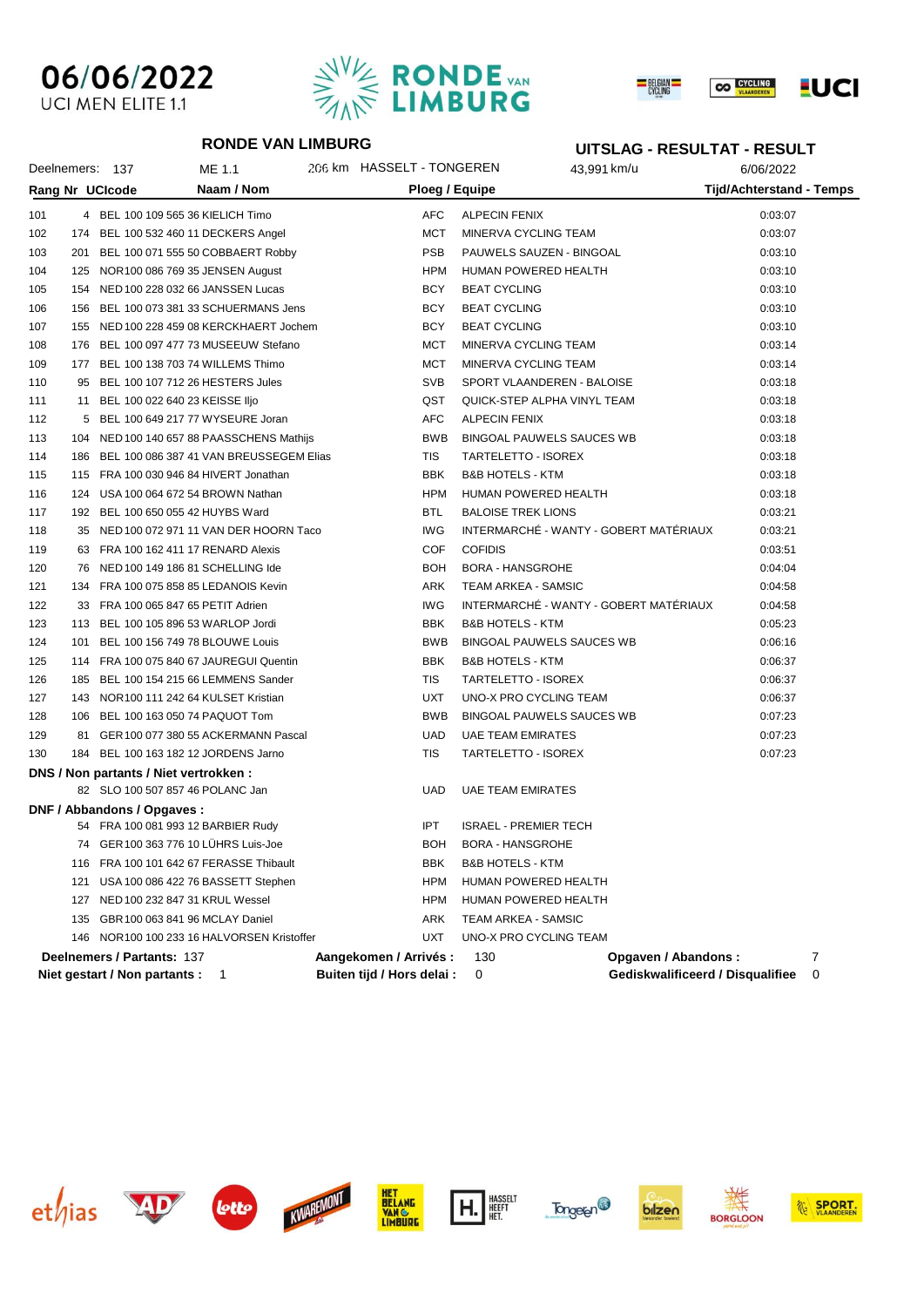06/06/2022
UCI MEN ELITE 1.1

## RONDE VAN LIMBURG

## UITSLAG - RESULTAT - RESULT

Deelnemers: 137 | ME 1.1 | 206 km HASSELT - TONGEREN | 43,991 km/u | 6/06/2022

| Rang | Nr | UCIcode | Naam / Nom | Ploeg / Equipe | | Tijd/Achterstand - Temps |
|---|---|---|---|---|---|---|
| 101 | 4 | BEL 100 109 565 36 | KIELICH Timo | AFC | ALPECIN FENIX | 0:03:07 |
| 102 | 174 | BEL 100 532 460 11 | DECKERS Angel | MCT | MINERVA CYCLING TEAM | 0:03:07 |
| 103 | 201 | BEL 100 071 555 50 | COBBAERT Robby | PSB | PAUWELS SAUZEN - BINGOAL | 0:03:10 |
| 104 | 125 | NOR100 086 769 35 | JENSEN August | HPM | HUMAN POWERED HEALTH | 0:03:10 |
| 105 | 154 | NED100 228 032 66 | JANSSEN Lucas | BCY | BEAT CYCLING | 0:03:10 |
| 106 | 156 | BEL 100 073 381 33 | SCHUERMANS Jens | BCY | BEAT CYCLING | 0:03:10 |
| 107 | 155 | NED100 228 459 08 | KERCKHAERT Jochem | BCY | BEAT CYCLING | 0:03:10 |
| 108 | 176 | BEL 100 097 477 73 | MUSEEUW Stefano | MCT | MINERVA CYCLING TEAM | 0:03:14 |
| 109 | 177 | BEL 100 138 703 74 | WILLEMS Thimo | MCT | MINERVA CYCLING TEAM | 0:03:14 |
| 110 | 95 | BEL 100 107 712 26 | HESTERS Jules | SVB | SPORT VLAANDEREN - BALOISE | 0:03:18 |
| 111 | 11 | BEL 100 022 640 23 | KEISSE Iljo | QST | QUICK-STEP ALPHA VINYL TEAM | 0:03:18 |
| 112 | 5 | BEL 100 649 217 77 | WYSEURE Joran | AFC | ALPECIN FENIX | 0:03:18 |
| 113 | 104 | NED100 140 657 88 | PAASSCHENS Mathijs | BWB | BINGOAL PAUWELS SAUCES WB | 0:03:18 |
| 114 | 186 | BEL 100 086 387 41 | VAN BREUSSEGEM Elias | TIS | TARTELETTO - ISOREX | 0:03:18 |
| 115 | 115 | FRA 100 030 946 84 | HIVERT Jonathan | BBK | B&B HOTELS - KTM | 0:03:18 |
| 116 | 124 | USA 100 064 672 54 | BROWN Nathan | HPM | HUMAN POWERED HEALTH | 0:03:18 |
| 117 | 192 | BEL 100 650 055 42 | HUYBS Ward | BTL | BALOISE TREK LIONS | 0:03:21 |
| 118 | 35 | NED100 072 971 11 | VAN DER HOORN Taco | IWG | INTERMARCHÉ - WANTY - GOBERT MATÉRIAUX | 0:03:21 |
| 119 | 63 | FRA 100 162 411 17 | RENARD Alexis | COF | COFIDIS | 0:03:51 |
| 120 | 76 | NED100 149 186 81 | SCHELLING Ide | BOH | BORA - HANSGROHE | 0:04:04 |
| 121 | 134 | FRA 100 075 858 85 | LEDANOIS Kevin | ARK | TEAM ARKEA - SAMSIC | 0:04:58 |
| 122 | 33 | FRA 100 065 847 65 | PETIT Adrien | IWG | INTERMARCHÉ - WANTY - GOBERT MATÉRIAUX | 0:04:58 |
| 123 | 113 | BEL 100 105 896 53 | WARLOP Jordi | BBK | B&B HOTELS - KTM | 0:05:23 |
| 124 | 101 | BEL 100 156 749 78 | BLOUWE Louis | BWB | BINGOAL PAUWELS SAUCES WB | 0:06:16 |
| 125 | 114 | FRA 100 075 840 67 | JAUREGUI Quentin | BBK | B&B HOTELS - KTM | 0:06:37 |
| 126 | 185 | BEL 100 154 215 66 | LEMMENS Sander | TIS | TARTELETTO - ISOREX | 0:06:37 |
| 127 | 143 | NOR100 111 242 64 | KULSET Kristian | UXT | UNO-X PRO CYCLING TEAM | 0:06:37 |
| 128 | 106 | BEL 100 163 050 74 | PAQUOT Tom | BWB | BINGOAL PAUWELS SAUCES WB | 0:07:23 |
| 129 | 81 | GER100 077 380 55 | ACKERMANN Pascal | UAD | UAE TEAM EMIRATES | 0:07:23 |
| 130 | 184 | BEL 100 163 182 12 | JORDENS Jarno | TIS | TARTELETTO - ISOREX | 0:07:23 |

**DNS / Non partants / Niet vertrokken :**

| Rang | Nr | UCIcode | Naam / Nom | Ploeg / Equipe | |
|---|---|---|---|---|---|
| | 82 | SLO 100 507 857 46 | POLANC Jan | UAD | UAE TEAM EMIRATES |

**DNF / Abbandons / Opgaves :**

| Rang | Nr | UCIcode | Naam / Nom | Ploeg / Equipe | |
|---|---|---|---|---|---|
| | 54 | FRA 100 081 993 12 | BARBIER Rudy | IPT | ISRAEL - PREMIER TECH |
| | 74 | GER100 363 776 10 | LÜHRS Luis-Joe | BOH | BORA - HANSGROHE |
| | 116 | FRA 100 101 642 67 | FERASSE Thibault | BBK | B&B HOTELS - KTM |
| | 121 | USA 100 086 422 76 | BASSETT Stephen | HPM | HUMAN POWERED HEALTH |
| | 127 | NED100 232 847 31 | KRUL Wessel | HPM | HUMAN POWERED HEALTH |
| | 135 | GBR100 063 841 96 | MCLAY Daniel | ARK | TEAM ARKEA - SAMSIC |
| | 146 | NOR100 100 233 16 | HALVORSEN Kristoffer | UXT | UNO-X PRO CYCLING TEAM |

**Deelnemers / Partants:** 137 | **Aangekomen / Arrivés :** 130 | **Opgaven / Abandons :** 7

**Niet gestart / Non partants :** 1 | **Buiten tijd / Hors delai :** 0 | **Gediskwalificeerd / Disqualifiee** 0